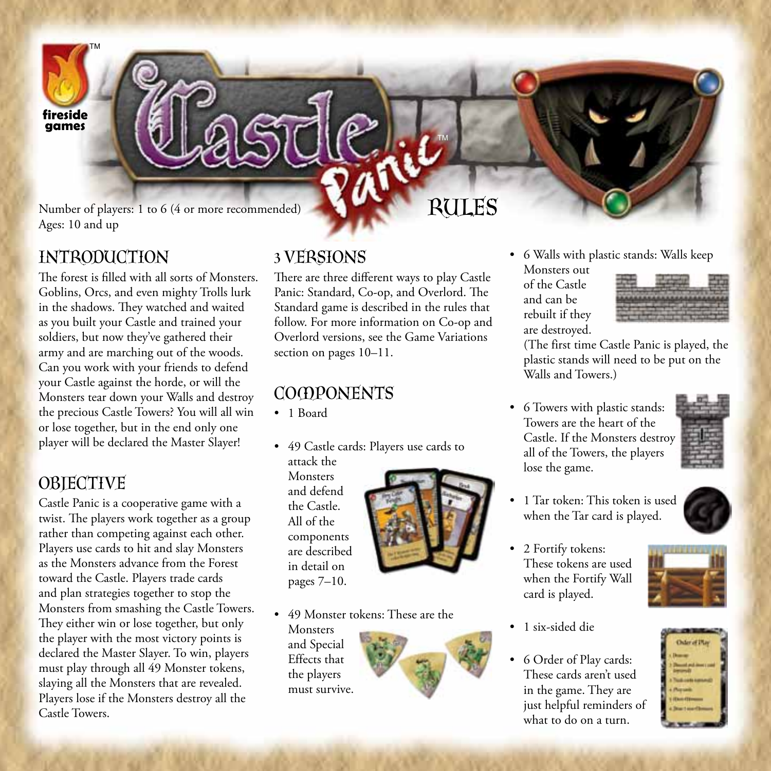# Castle Panic™ RULES

Number of players: 1 to 6 (4 or more recommended)
Ages: 10 and up

## INTRODUCTION

The forest is filled with all sorts of Monsters. Goblins, Orcs, and even mighty Trolls lurk in the shadows. They watched and waited as you built your Castle and trained your soldiers, but now they've gathered their army and are marching out of the woods. Can you work with your friends to defend your Castle against the horde, or will the Monsters tear down your Walls and destroy the precious Castle Towers? You will all win or lose together, but in the end only one player will be declared the Master Slayer!

## OBJECTIVE

Castle Panic is a cooperative game with a twist. The players work together as a group rather than competing against each other. Players use cards to hit and slay Monsters as the Monsters advance from the Forest toward the Castle. Players trade cards and plan strategies together to stop the Monsters from smashing the Castle Towers. They either win or lose together, but only the player with the most victory points is declared the Master Slayer. To win, players must play through all 49 Monster tokens, slaying all the Monsters that are revealed. Players lose if the Monsters destroy all the Castle Towers.

## 3 VERSIONS

There are three different ways to play Castle Panic: Standard, Co-op, and Overlord. The Standard game is described in the rules that follow. For more information on Co-op and Overlord versions, see the Game Variations section on pages 10–11.

## COMPONENTS

- 1 Board
- 49 Castle cards: Players use cards to attack the Monsters and defend the Castle. All of the components are described in detail on pages 7–10.
- 49 Monster tokens: These are the Monsters and Special Effects that the players must survive.
- 6 Walls with plastic stands: Walls keep Monsters out of the Castle and can be rebuilt if they are destroyed. (The first time Castle Panic is played, the plastic stands will need to be put on the Walls and Towers.)
- 6 Towers with plastic stands: Towers are the heart of the Castle. If the Monsters destroy all of the Towers, the players lose the game.
- 1 Tar token: This token is used when the Tar card is played.
- 2 Fortify tokens: These tokens are used when the Fortify Wall card is played.
- 1 six-sided die
- 6 Order of Play cards: These cards aren't used in the game. They are just helpful reminders of what to do on a turn.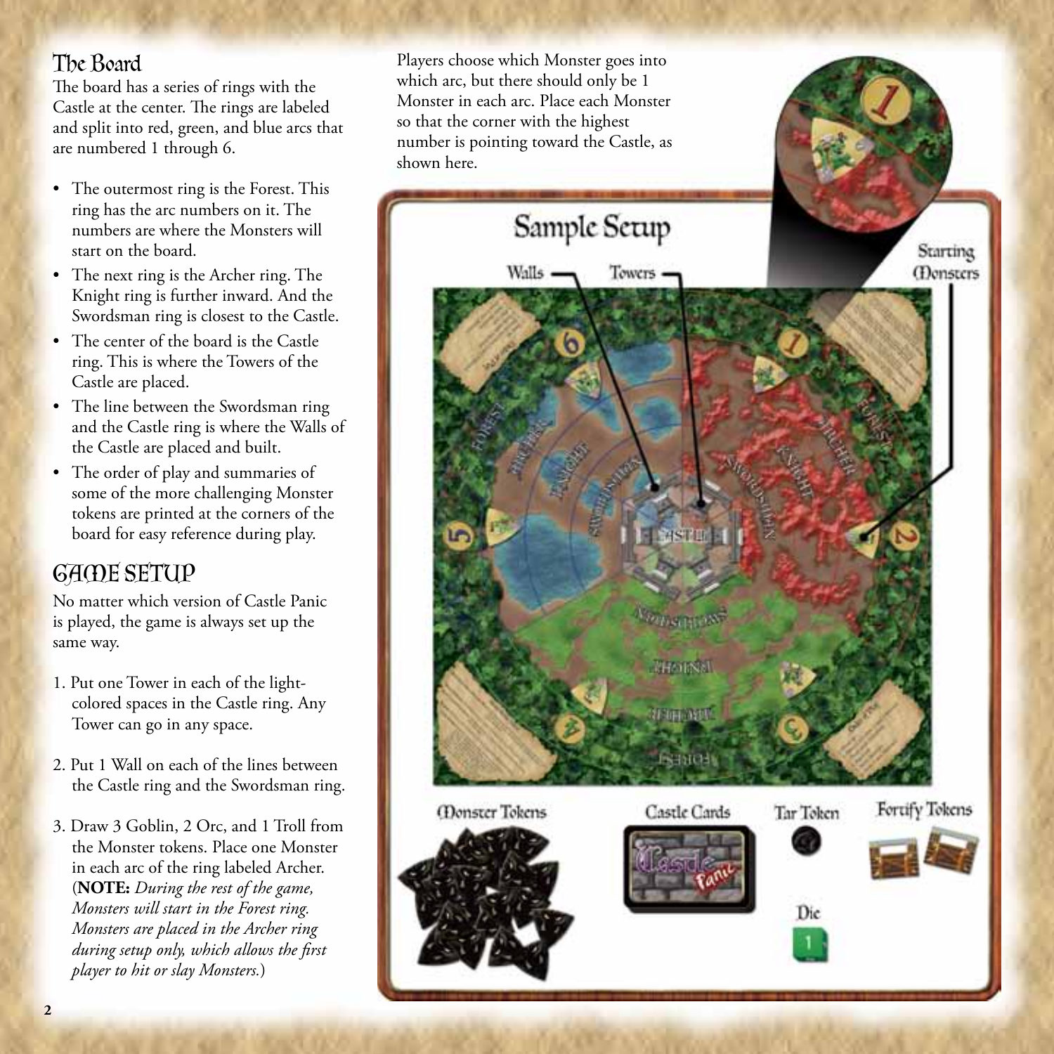## The Board

The board has a series of rings with the Castle at the center. The rings are labeled and split into red, green, and blue arcs that are numbered 1 through 6.

- The outermost ring is the Forest. This ring has the arc numbers on it. The numbers are where the Monsters will start on the board.
- The next ring is the Archer ring. The Knight ring is further inward. And the Swordsman ring is closest to the Castle.
- The center of the board is the Castle ring. This is where the Towers of the Castle are placed.
- The line between the Swordsman ring and the Castle ring is where the Walls of the Castle are placed and built.
- The order of play and summaries of some of the more challenging Monster tokens are printed at the corners of the board for easy reference during play.

## Game Setup

No matter which version of Castle Panic is played, the game is always set up the same way.

1. Put one Tower in each of the light-colored spaces in the Castle ring. Any Tower can go in any space.
2. Put 1 Wall on each of the lines between the Castle ring and the Swordsman ring.
3. Draw 3 Goblin, 2 Orc, and 1 Troll from the Monster tokens. Place one Monster in each arc of the ring labeled Archer. (**NOTE:** *During the rest of the game, Monsters will start in the Forest ring. Monsters are placed in the Archer ring during setup only, which allows the first player to hit or slay Monsters.*)

Players choose which Monster goes into which arc, but there should only be 1 Monster in each arc. Place each Monster so that the corner with the highest number is pointing toward the Castle, as shown here.

Sample Setup

Walls — Towers — Starting Monsters

Monster Tokens — Castle Cards — Tar Token — Fortify Tokens — Die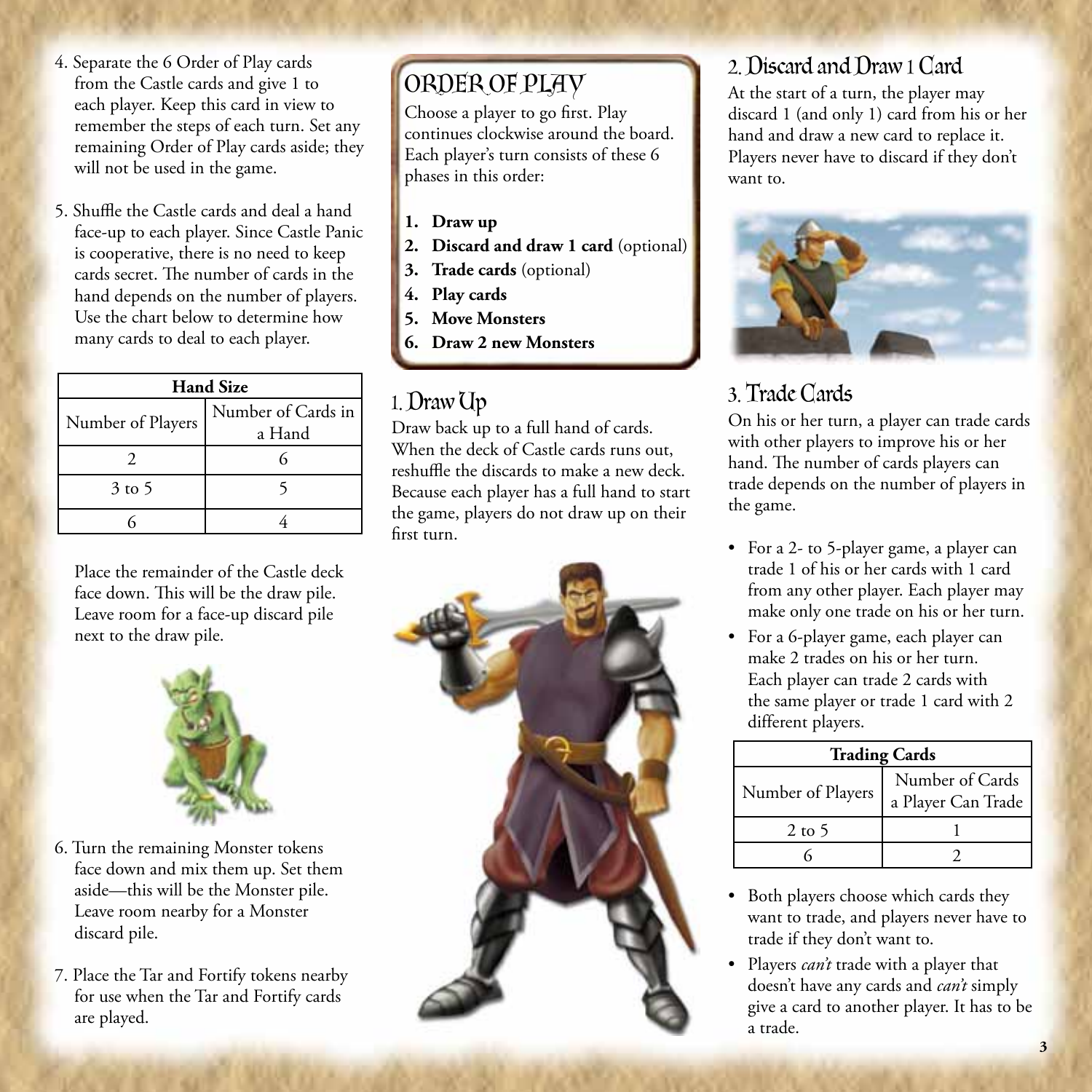4. Separate the 6 Order of Play cards from the Castle cards and give 1 to each player. Keep this card in view to remember the steps of each turn. Set any remaining Order of Play cards aside; they will not be used in the game.

5. Shuffle the Castle cards and deal a hand face-up to each player. Since Castle Panic is cooperative, there is no need to keep cards secret. The number of cards in the hand depends on the number of players. Use the chart below to determine how many cards to deal to each player.

| Hand Size | |
|---|---|
| Number of Players | Number of Cards in a Hand |
| 2 | 6 |
| 3 to 5 | 5 |
| 6 | 4 |

Place the remainder of the Castle deck face down. This will be the draw pile. Leave room for a face-up discard pile next to the draw pile.

6. Turn the remaining Monster tokens face down and mix them up. Set them aside—this will be the Monster pile. Leave room nearby for a Monster discard pile.

7. Place the Tar and Fortify tokens nearby for use when the Tar and Fortify cards are played.

## Order of Play

Choose a player to go first. Play continues clockwise around the board. Each player's turn consists of these 6 phases in this order:

1. **Draw up**
2. **Discard and draw 1 card** (optional)
3. **Trade cards** (optional)
4. **Play cards**
5. **Move Monsters**
6. **Draw 2 new Monsters**

## 1. Draw Up

Draw back up to a full hand of cards. When the deck of Castle cards runs out, reshuffle the discards to make a new deck. Because each player has a full hand to start the game, players do not draw up on their first turn.

## 2. Discard and Draw 1 Card

At the start of a turn, the player may discard 1 (and only 1) card from his or her hand and draw a new card to replace it. Players never have to discard if they don't want to.

## 3. Trade Cards

On his or her turn, a player can trade cards with other players to improve his or her hand. The number of cards players can trade depends on the number of players in the game.

- For a 2- to 5-player game, a player can trade 1 of his or her cards with 1 card from any other player. Each player may make only one trade on his or her turn.
- For a 6-player game, each player can make 2 trades on his or her turn. Each player can trade 2 cards with the same player or trade 1 card with 2 different players.

| Trading Cards | |
|---|---|
| Number of Players | Number of Cards a Player Can Trade |
| 2 to 5 | 1 |
| 6 | 2 |

- Both players choose which cards they want to trade, and players never have to trade if they don't want to.
- Players *can't* trade with a player that doesn't have any cards and *can't* simply give a card to another player. It has to be a trade.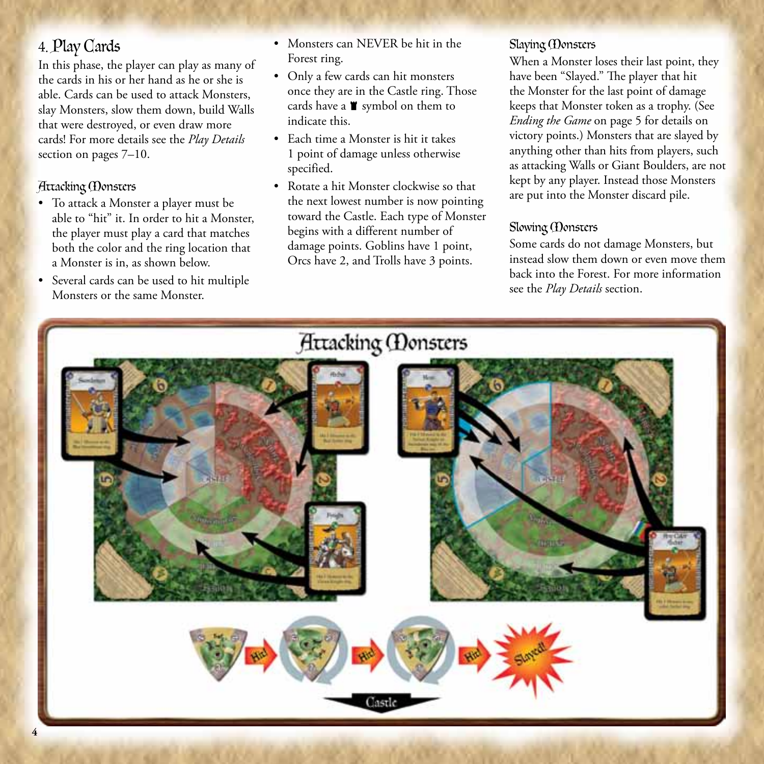## 4. Play Cards

In this phase, the player can play as many of the cards in his or her hand as he or she is able. Cards can be used to attack Monsters, slay Monsters, slow them down, build Walls that were destroyed, or even draw more cards! For more details see the *Play Details* section on pages 7–10.

### Attacking Monsters

- To attack a Monster a player must be able to "hit" it. In order to hit a Monster, the player must play a card that matches both the color and the ring location that a Monster is in, as shown below.
- Several cards can be used to hit multiple Monsters or the same Monster.
- Monsters can NEVER be hit in the Forest ring.
- Only a few cards can hit monsters once they are in the Castle ring. Those cards have a ♜ symbol on them to indicate this.
- Each time a Monster is hit it takes 1 point of damage unless otherwise specified.
- Rotate a hit Monster clockwise so that the next lowest number is now pointing toward the Castle. Each type of Monster begins with a different number of damage points. Goblins have 1 point, Orcs have 2, and Trolls have 3 points.

### Slaying Monsters

When a Monster loses their last point, they have been "Slayed." The player that hit the Monster for the last point of damage keeps that Monster token as a trophy. (See *Ending the Game* on page 5 for details on victory points.) Monsters that are slayed by anything other than hits from players, such as attacking Walls or Giant Boulders, are not kept by any player. Instead those Monsters are put into the Monster discard pile.

### Slowing Monsters

Some cards do not damage Monsters, but instead slow them down or even move them back into the Forest. For more information see the *Play Details* section.

### Attacking Monsters

Hit! Hit! Hit! Slayed!

Castle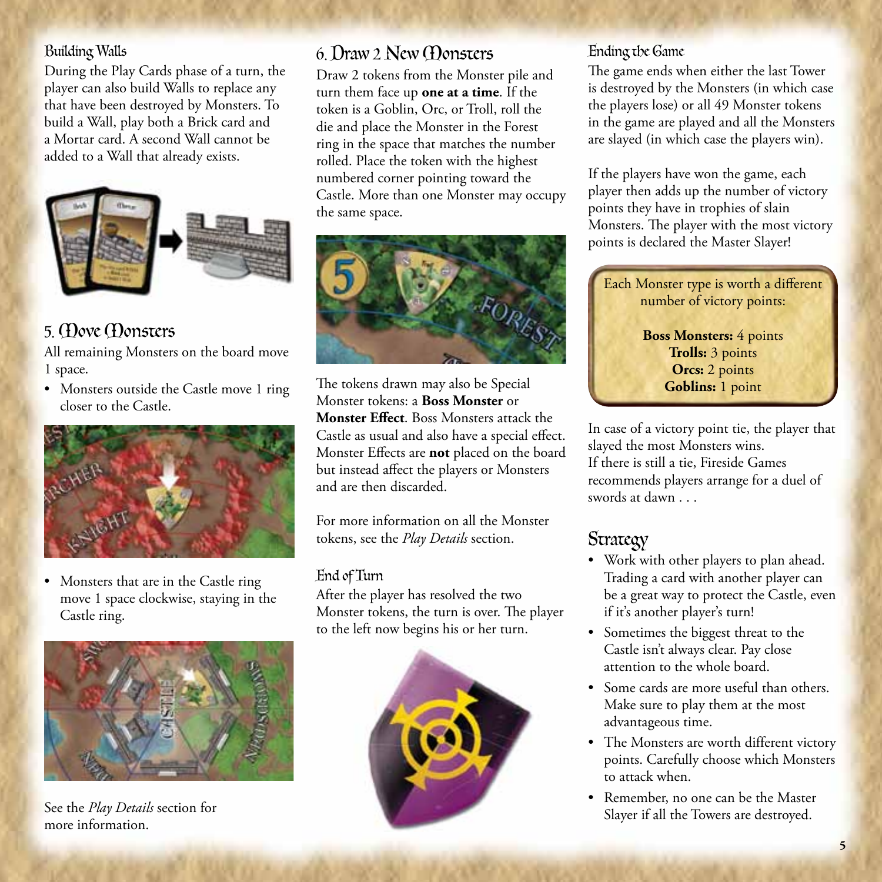### Building Walls

During the Play Cards phase of a turn, the player can also build Walls to replace any that have been destroyed by Monsters. To build a Wall, play both a Brick card and a Mortar card. A second Wall cannot be added to a Wall that already exists.

## 5. Move Monsters

All remaining Monsters on the board move 1 space.

- Monsters outside the Castle move 1 ring closer to the Castle.
- Monsters that are in the Castle ring move 1 space clockwise, staying in the Castle ring.

See the *Play Details* section for more information.

## 6. Draw 2 New Monsters

Draw 2 tokens from the Monster pile and turn them face up **one at a time**. If the token is a Goblin, Orc, or Troll, roll the die and place the Monster in the Forest ring in the space that matches the number rolled. Place the token with the highest numbered corner pointing toward the Castle. More than one Monster may occupy the same space.

The tokens drawn may also be Special Monster tokens: a **Boss Monster** or **Monster Effect**. Boss Monsters attack the Castle as usual and also have a special effect. Monster Effects are **not** placed on the board but instead affect the players or Monsters and are then discarded.

For more information on all the Monster tokens, see the *Play Details* section.

### End of Turn

After the player has resolved the two Monster tokens, the turn is over. The player to the left now begins his or her turn.

### Ending the Game

The game ends when either the last Tower is destroyed by the Monsters (in which case the players lose) or all 49 Monster tokens in the game are played and all the Monsters are slayed (in which case the players win).

If the players have won the game, each player then adds up the number of victory points they have in trophies of slain Monsters. The player with the most victory points is declared the Master Slayer!

Each Monster type is worth a different number of victory points:

**Boss Monsters:** 4 points
**Trolls:** 3 points
**Orcs:** 2 points
**Goblins:** 1 point

In case of a victory point tie, the player that slayed the most Monsters wins.
If there is still a tie, Fireside Games recommends players arrange for a duel of swords at dawn . . .

## Strategy

- Work with other players to plan ahead. Trading a card with another player can be a great way to protect the Castle, even if it's another player's turn!
- Sometimes the biggest threat to the Castle isn't always clear. Pay close attention to the whole board.
- Some cards are more useful than others. Make sure to play them at the most advantageous time.
- The Monsters are worth different victory points. Carefully choose which Monsters to attack when.
- Remember, no one can be the Master Slayer if all the Towers are destroyed.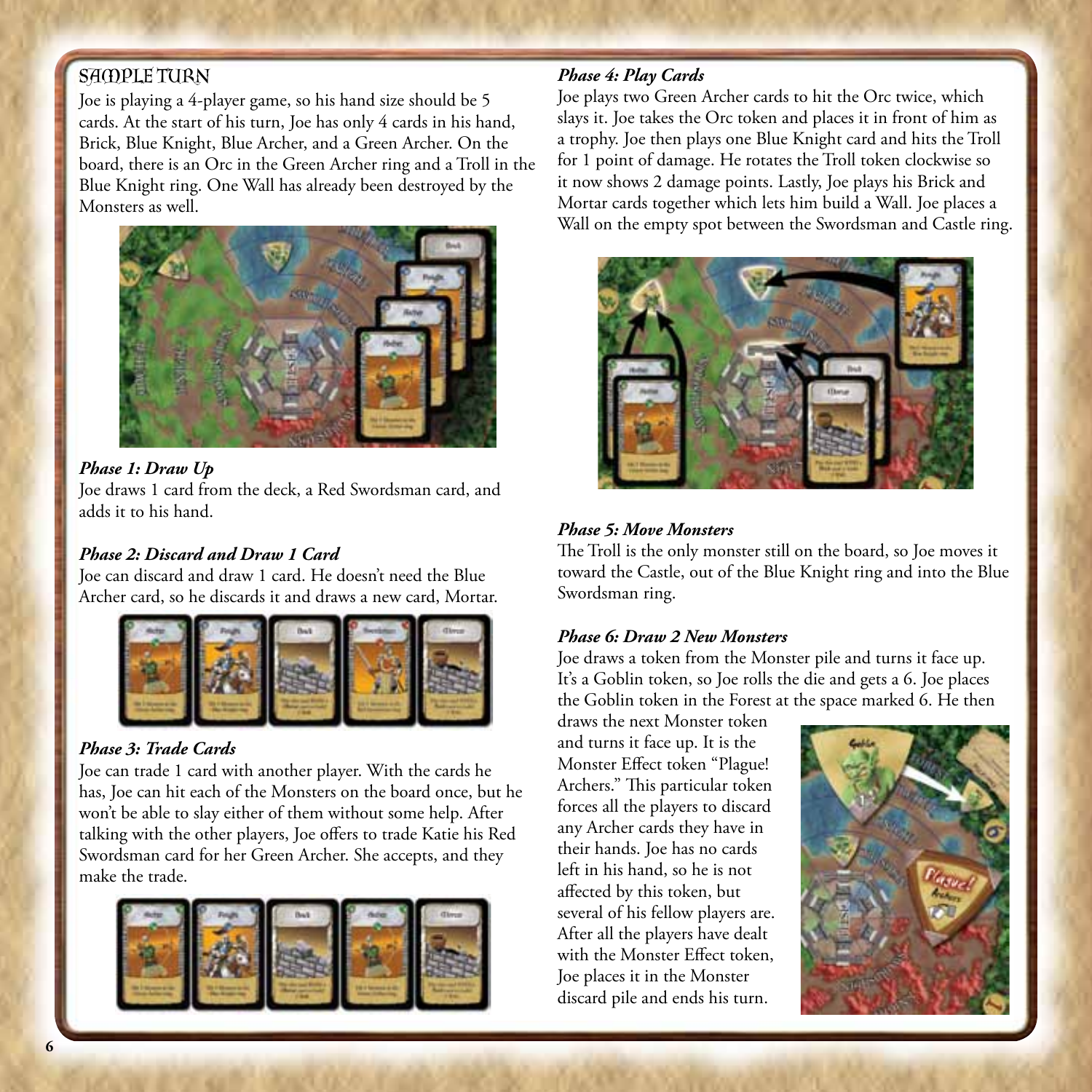## Sample Turn

Joe is playing a 4-player game, so his hand size should be 5 cards. At the start of his turn, Joe has only 4 cards in his hand, Brick, Blue Knight, Blue Archer, and a Green Archer. On the board, there is an Orc in the Green Archer ring and a Troll in the Blue Knight ring. One Wall has already been destroyed by the Monsters as well.

### *Phase 1: Draw Up*

Joe draws 1 card from the deck, a Red Swordsman card, and adds it to his hand.

### *Phase 2: Discard and Draw 1 Card*

Joe can discard and draw 1 card. He doesn't need the Blue Archer card, so he discards it and draws a new card, Mortar.

### *Phase 3: Trade Cards*

Joe can trade 1 card with another player. With the cards he has, Joe can hit each of the Monsters on the board once, but he won't be able to slay either of them without some help. After talking with the other players, Joe offers to trade Katie his Red Swordsman card for her Green Archer. She accepts, and they make the trade.

### *Phase 4: Play Cards*

Joe plays two Green Archer cards to hit the Orc twice, which slays it. Joe takes the Orc token and places it in front of him as a trophy. Joe then plays one Blue Knight card and hits the Troll for 1 point of damage. He rotates the Troll token clockwise so it now shows 2 damage points. Lastly, Joe plays his Brick and Mortar cards together which lets him build a Wall. Joe places a Wall on the empty spot between the Swordsman and Castle ring.

### *Phase 5: Move Monsters*

The Troll is the only monster still on the board, so Joe moves it toward the Castle, out of the Blue Knight ring and into the Blue Swordsman ring.

### *Phase 6: Draw 2 New Monsters*

Joe draws a token from the Monster pile and turns it face up. It's a Goblin token, so Joe rolls the die and gets a 6. Joe places the Goblin token in the Forest at the space marked 6. He then draws the next Monster token and turns it face up. It is the Monster Effect token "Plague! Archers." This particular token forces all the players to discard any Archer cards they have in their hands. Joe has no cards left in his hand, so he is not affected by this token, but several of his fellow players are. After all the players have dealt with the Monster Effect token, Joe places it in the Monster discard pile and ends his turn.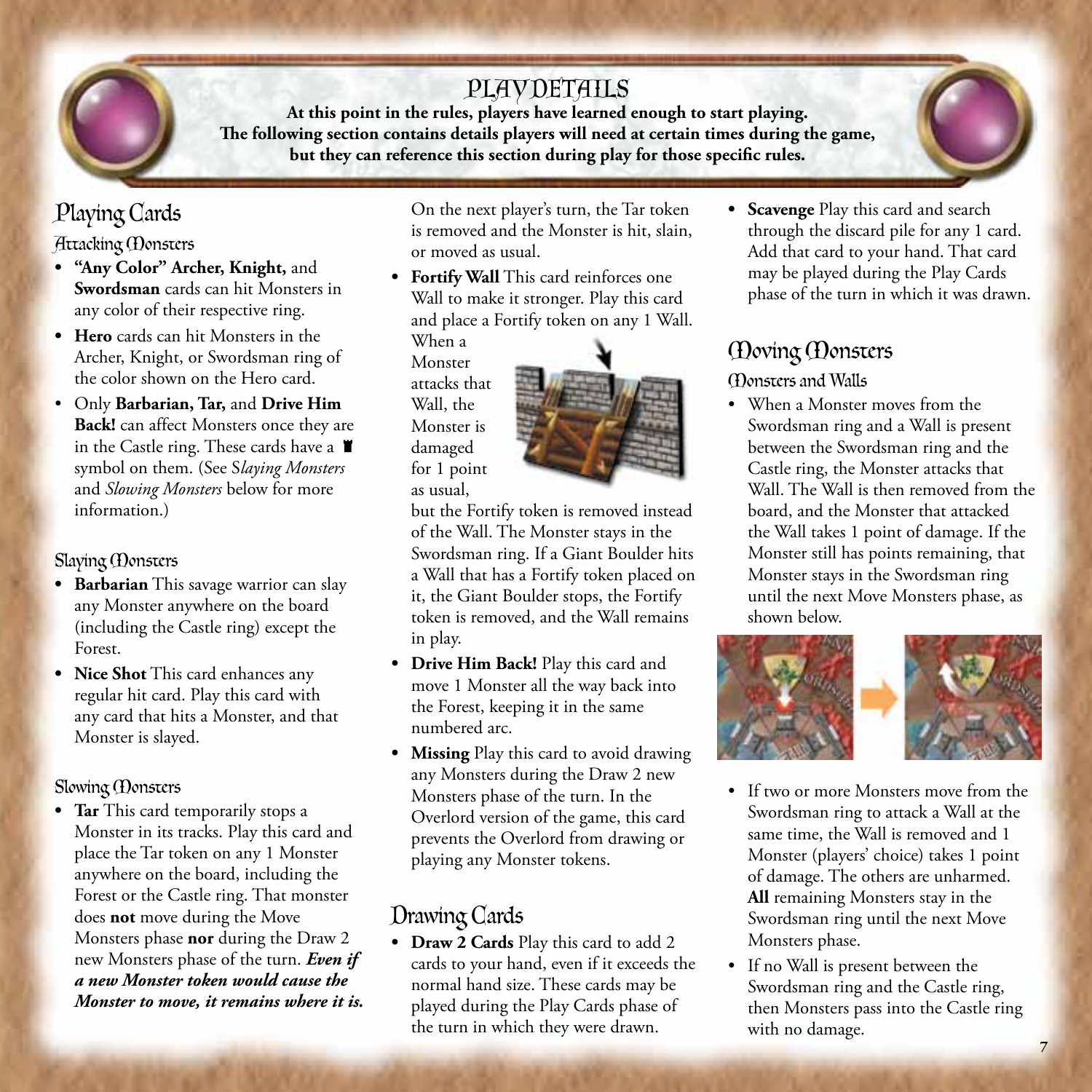# Play Details

**At this point in the rules, players have learned enough to start playing. The following section contains details players will need at certain times during the game, but they can reference this section during play for those specific rules.**

## Playing Cards

### Attacking Monsters

- **"Any Color" Archer, Knight,** and **Swordsman** cards can hit Monsters in any color of their respective ring.
- **Hero** cards can hit Monsters in the Archer, Knight, or Swordsman ring of the color shown on the Hero card.
- Only **Barbarian, Tar,** and **Drive Him Back!** can affect Monsters once they are in the Castle ring. These cards have a ♜ symbol on them. (See *Slaying Monsters* and *Slowing Monsters* below for more information.)

### Slaying Monsters

- **Barbarian** This savage warrior can slay any Monster anywhere on the board (including the Castle ring) except the Forest.
- **Nice Shot** This card enhances any regular hit card. Play this card with any card that hits a Monster, and that Monster is slayed.

### Slowing Monsters

- **Tar** This card temporarily stops a Monster in its tracks. Play this card and place the Tar token on any 1 Monster anywhere on the board, including the Forest or the Castle ring. That monster does **not** move during the Move Monsters phase **nor** during the Draw 2 new Monsters phase of the turn. ***Even if a new Monster token would cause the Monster to move, it remains where it is.*** On the next player's turn, the Tar token is removed and the Monster is hit, slain, or moved as usual.
- **Fortify Wall** This card reinforces one Wall to make it stronger. Play this card and place a Fortify token on any 1 Wall. When a Monster attacks that Wall, the Monster is damaged for 1 point as usual, but the Fortify token is removed instead of the Wall. The Monster stays in the Swordsman ring. If a Giant Boulder hits a Wall that has a Fortify token placed on it, the Giant Boulder stops, the Fortify token is removed, and the Wall remains in play.
- **Drive Him Back!** Play this card and move 1 Monster all the way back into the Forest, keeping it in the same numbered arc.
- **Missing** Play this card to avoid drawing any Monsters during the Draw 2 new Monsters phase of the turn. In the Overlord version of the game, this card prevents the Overlord from drawing or playing any Monster tokens.

## Drawing Cards

- **Draw 2 Cards** Play this card to add 2 cards to your hand, even if it exceeds the normal hand size. These cards may be played during the Play Cards phase of the turn in which they were drawn.
- **Scavenge** Play this card and search through the discard pile for any 1 card. Add that card to your hand. That card may be played during the Play Cards phase of the turn in which it was drawn.

## Moving Monsters

### Monsters and Walls

- When a Monster moves from the Swordsman ring and a Wall is present between the Swordsman ring and the Castle ring, the Monster attacks that Wall. The Wall is then removed from the board, and the Monster that attacked the Wall takes 1 point of damage. If the Monster still has points remaining, that Monster stays in the Swordsman ring until the next Move Monsters phase, as shown below.
- If two or more Monsters move from the Swordsman ring to attack a Wall at the same time, the Wall is removed and 1 Monster (players' choice) takes 1 point of damage. The others are unharmed. **All** remaining Monsters stay in the Swordsman ring until the next Move Monsters phase.
- If no Wall is present between the Swordsman ring and the Castle ring, then Monsters pass into the Castle ring with no damage.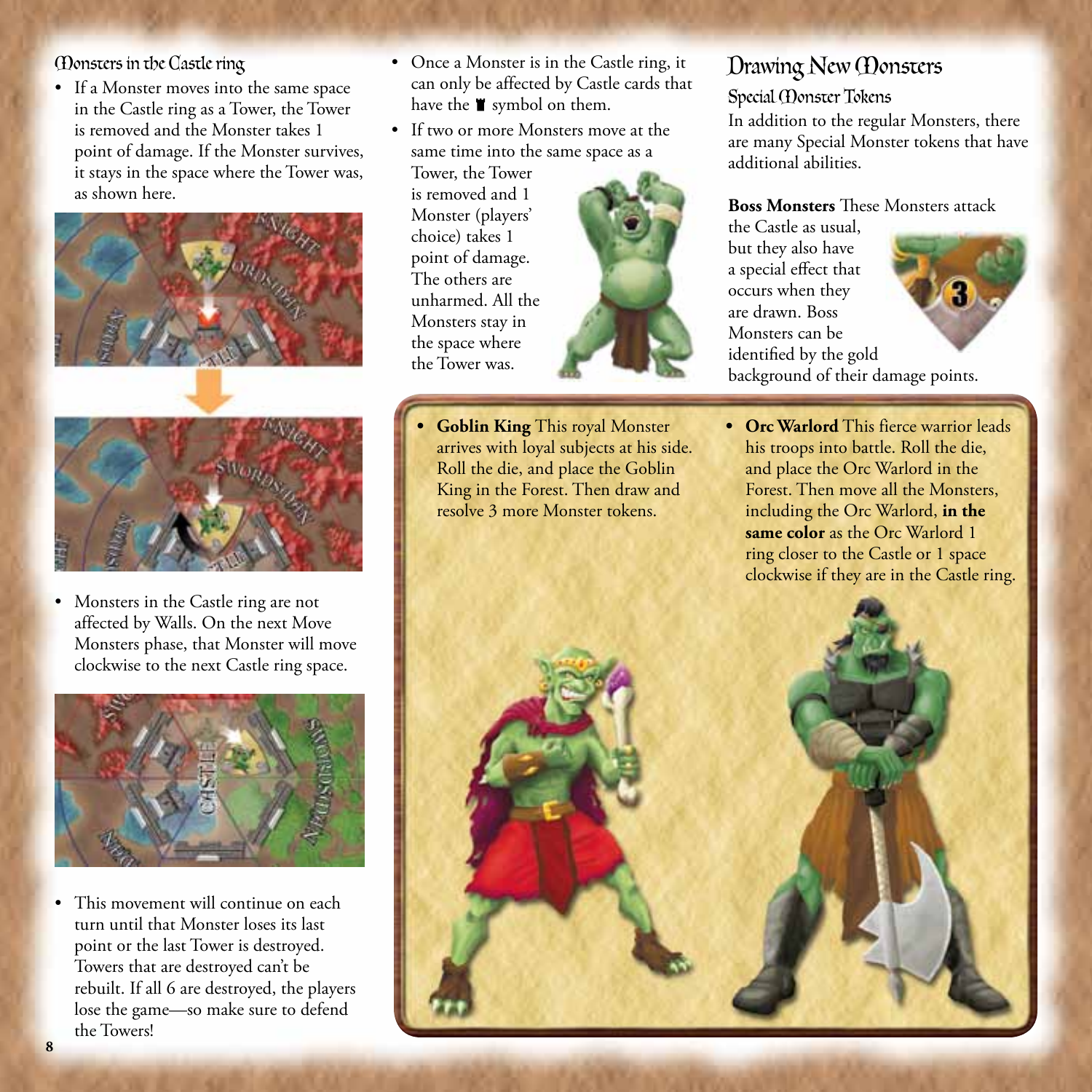### Monsters in the Castle ring

- If a Monster moves into the same space in the Castle ring as a Tower, the Tower is removed and the Monster takes 1 point of damage. If the Monster survives, it stays in the space where the Tower was, as shown here.
- Monsters in the Castle ring are not affected by Walls. On the next Move Monsters phase, that Monster will move clockwise to the next Castle ring space.
- This movement will continue on each turn until that Monster loses its last point or the last Tower is destroyed. Towers that are destroyed can't be rebuilt. If all 6 are destroyed, the players lose the game—so make sure to defend the Towers!
- Once a Monster is in the Castle ring, it can only be affected by Castle cards that have the ♜ symbol on them.
- If two or more Monsters move at the same time into the same space as a Tower, the Tower is removed and 1 Monster (players' choice) takes 1 point of damage. The others are unharmed. All the Monsters stay in the space where the Tower was.

## Drawing New Monsters

### Special Monster Tokens

In addition to the regular Monsters, there are many Special Monster tokens that have additional abilities.

**Boss Monsters** These Monsters attack the Castle as usual, but they also have a special effect that occurs when they are drawn. Boss Monsters can be identified by the gold background of their damage points.

- **Goblin King** This royal Monster arrives with loyal subjects at his side. Roll the die, and place the Goblin King in the Forest. Then draw and resolve 3 more Monster tokens.
- **Orc Warlord** This fierce warrior leads his troops into battle. Roll the die, and place the Orc Warlord in the Forest. Then move all the Monsters, including the Orc Warlord, **in the same color** as the Orc Warlord 1 ring closer to the Castle or 1 space clockwise if they are in the Castle ring.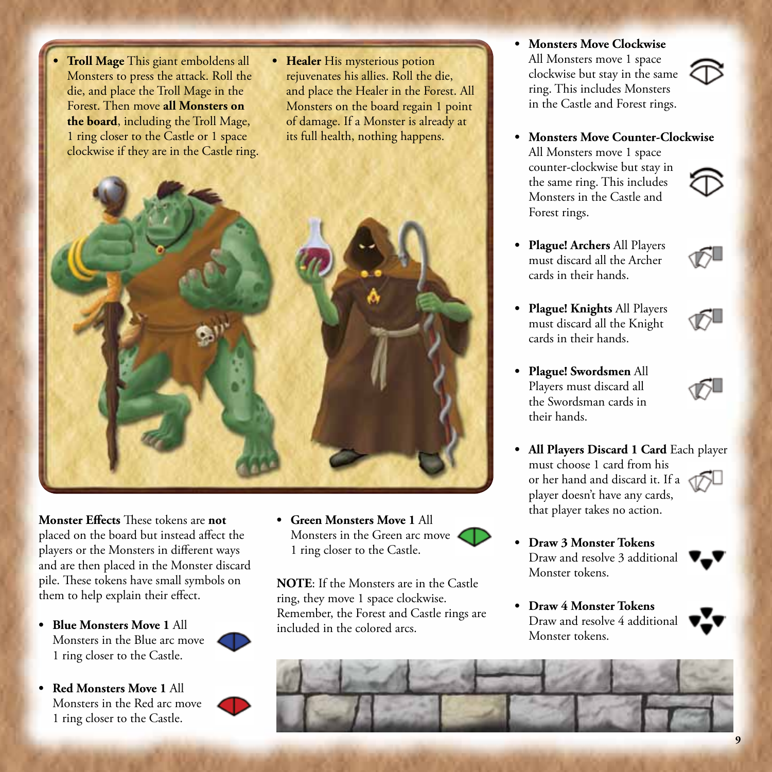- **Troll Mage** This giant emboldens all Monsters to press the attack. Roll the die, and place the Troll Mage in the Forest. Then move **all Monsters on the board**, including the Troll Mage, 1 ring closer to the Castle or 1 space clockwise if they are in the Castle ring.

- **Healer** His mysterious potion rejuvenates his allies. Roll the die, and place the Healer in the Forest. All Monsters on the board regain 1 point of damage. If a Monster is already at its full health, nothing happens.

**Monster Effects** These tokens are **not** placed on the board but instead affect the players or the Monsters in different ways and are then placed in the Monster discard pile. These tokens have small symbols on them to help explain their effect.

- **Blue Monsters Move 1** All Monsters in the Blue arc move 1 ring closer to the Castle.

- **Red Monsters Move 1** All Monsters in the Red arc move 1 ring closer to the Castle.

- **Green Monsters Move 1** All Monsters in the Green arc move 1 ring closer to the Castle.

**NOTE**: If the Monsters are in the Castle ring, they move 1 space clockwise. Remember, the Forest and Castle rings are included in the colored arcs.

- **Monsters Move Clockwise** All Monsters move 1 space clockwise but stay in the same ring. This includes Monsters in the Castle and Forest rings.

- **Monsters Move Counter-Clockwise** All Monsters move 1 space counter-clockwise but stay in the same ring. This includes Monsters in the Castle and Forest rings.

- **Plague! Archers** All Players must discard all the Archer cards in their hands.

- **Plague! Knights** All Players must discard all the Knight cards in their hands.

- **Plague! Swordsmen** All Players must discard all the Swordsman cards in their hands.

- **All Players Discard 1 Card** Each player must choose 1 card from his or her hand and discard it. If a player doesn't have any cards, that player takes no action.

- **Draw 3 Monster Tokens** Draw and resolve 3 additional Monster tokens.

- **Draw 4 Monster Tokens** Draw and resolve 4 additional Monster tokens.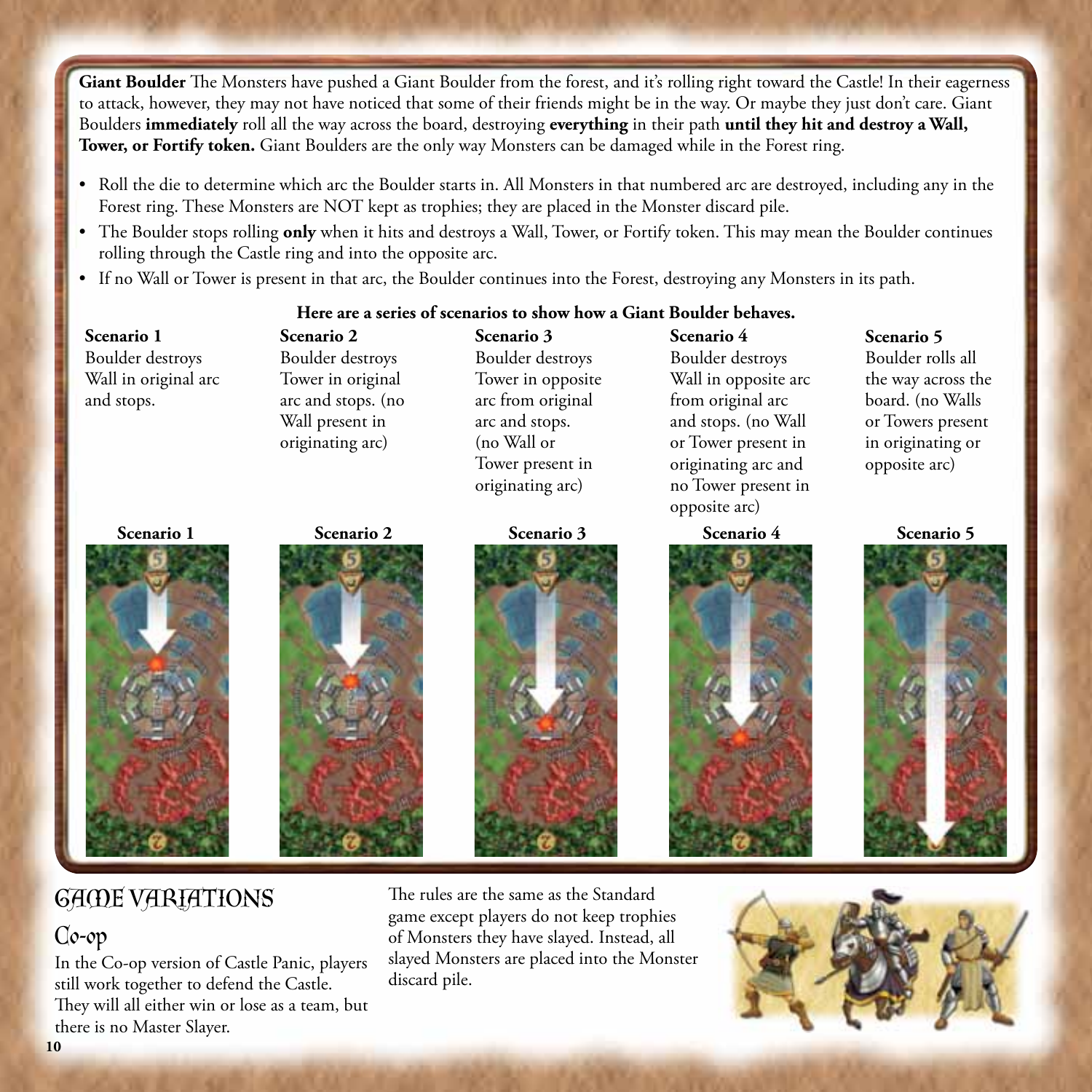**Giant Boulder** The Monsters have pushed a Giant Boulder from the forest, and it's rolling right toward the Castle! In their eagerness to attack, however, they may not have noticed that some of their friends might be in the way. Or maybe they just don't care. Giant Boulders **immediately** roll all the way across the board, destroying **everything** in their path **until they hit and destroy a Wall, Tower, or Fortify token.** Giant Boulders are the only way Monsters can be damaged while in the Forest ring.

- Roll the die to determine which arc the Boulder starts in. All Monsters in that numbered arc are destroyed, including any in the Forest ring. These Monsters are NOT kept as trophies; they are placed in the Monster discard pile.
- The Boulder stops rolling **only** when it hits and destroys a Wall, Tower, or Fortify token. This may mean the Boulder continues rolling through the Castle ring and into the opposite arc.
- If no Wall or Tower is present in that arc, the Boulder continues into the Forest, destroying any Monsters in its path.

**Here are a series of scenarios to show how a Giant Boulder behaves.**

**Scenario 1**
Boulder destroys Wall in original arc and stops.

**Scenario 2**
Boulder destroys Tower in original arc and stops. (no Wall present in originating arc)

**Scenario 3**
Boulder destroys Tower in opposite arc from original arc and stops. (no Wall or Tower present in originating arc)

**Scenario 4**
Boulder destroys Wall in opposite arc from original arc and stops. (no Wall or Tower present in originating arc and no Tower present in opposite arc)

**Scenario 5**
Boulder rolls all the way across the board. (no Walls or Towers present in originating or opposite arc)

Scenario 1

Scenario 2

Scenario 3

Scenario 4

Scenario 5

# Game Variations

## Co-op

In the Co-op version of Castle Panic, players still work together to defend the Castle. They will all either win or lose as a team, but there is no Master Slayer.

The rules are the same as the Standard game except players do not keep trophies of Monsters they have slayed. Instead, all slayed Monsters are placed into the Monster discard pile.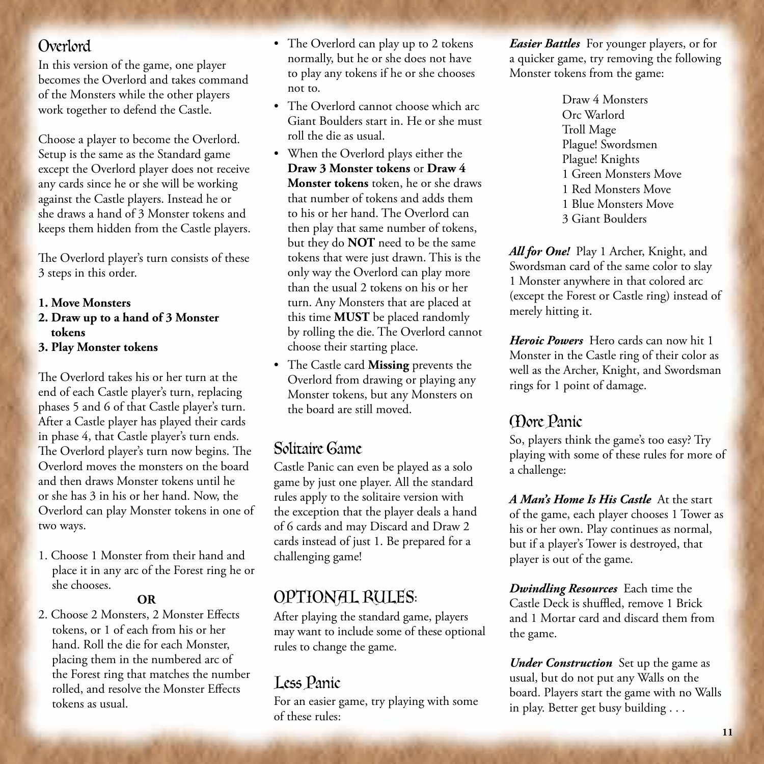## Overlord

In this version of the game, one player becomes the Overlord and takes command of the Monsters while the other players work together to defend the Castle.

Choose a player to become the Overlord. Setup is the same as the Standard game except the Overlord player does not receive any cards since he or she will be working against the Castle players. Instead he or she draws a hand of 3 Monster tokens and keeps them hidden from the Castle players.

The Overlord player's turn consists of these 3 steps in this order.

**1. Move Monsters**
**2. Draw up to a hand of 3 Monster tokens**
**3. Play Monster tokens**

The Overlord takes his or her turn at the end of each Castle player's turn, replacing phases 5 and 6 of that Castle player's turn. After a Castle player has played their cards in phase 4, that Castle player's turn ends. The Overlord player's turn now begins. The Overlord moves the monsters on the board and then draws Monster tokens until he or she has 3 in his or her hand. Now, the Overlord can play Monster tokens in one of two ways.

1. Choose 1 Monster from their hand and place it in any arc of the Forest ring he or she chooses.

   **OR**

2. Choose 2 Monsters, 2 Monster Effects tokens, or 1 of each from his or her hand. Roll the die for each Monster, placing them in the numbered arc of the Forest ring that matches the number rolled, and resolve the Monster Effects tokens as usual.

- The Overlord can play up to 2 tokens normally, but he or she does not have to play any tokens if he or she chooses not to.
- The Overlord cannot choose which arc Giant Boulders start in. He or she must roll the die as usual.
- When the Overlord plays either the **Draw 3 Monster tokens** or **Draw 4 Monster tokens** token, he or she draws that number of tokens and adds them to his or her hand. The Overlord can then play that same number of tokens, but they do **NOT** need to be the same tokens that were just drawn. This is the only way the Overlord can play more than the usual 2 tokens on his or her turn. Any Monsters that are placed at this time **MUST** be placed randomly by rolling the die. The Overlord cannot choose their starting place.
- The Castle card **Missing** prevents the Overlord from drawing or playing any Monster tokens, but any Monsters on the board are still moved.

## Solitaire Game

Castle Panic can even be played as a solo game by just one player. All the standard rules apply to the solitaire version with the exception that the player deals a hand of 6 cards and may Discard and Draw 2 cards instead of just 1. Be prepared for a challenging game!

# OPTIONAL RULES:

After playing the standard game, players may want to include some of these optional rules to change the game.

## Less Panic

For an easier game, try playing with some of these rules:

***Easier Battles*** For younger players, or for a quicker game, try removing the following Monster tokens from the game:

Draw 4 Monsters
Orc Warlord
Troll Mage
Plague! Swordsmen
Plague! Knights
1 Green Monsters Move
1 Red Monsters Move
1 Blue Monsters Move
3 Giant Boulders

***All for One!*** Play 1 Archer, Knight, and Swordsman card of the same color to slay 1 Monster anywhere in that colored arc (except the Forest or Castle ring) instead of merely hitting it.

***Heroic Powers*** Hero cards can now hit 1 Monster in the Castle ring of their color as well as the Archer, Knight, and Swordsman rings for 1 point of damage.

## More Panic

So, players think the game's too easy? Try playing with some of these rules for more of a challenge:

***A Man's Home Is His Castle*** At the start of the game, each player chooses 1 Tower as his or her own. Play continues as normal, but if a player's Tower is destroyed, that player is out of the game.

***Dwindling Resources*** Each time the Castle Deck is shuffled, remove 1 Brick and 1 Mortar card and discard them from the game.

***Under Construction*** Set up the game as usual, but do not put any Walls on the board. Players start the game with no Walls in play. Better get busy building . . .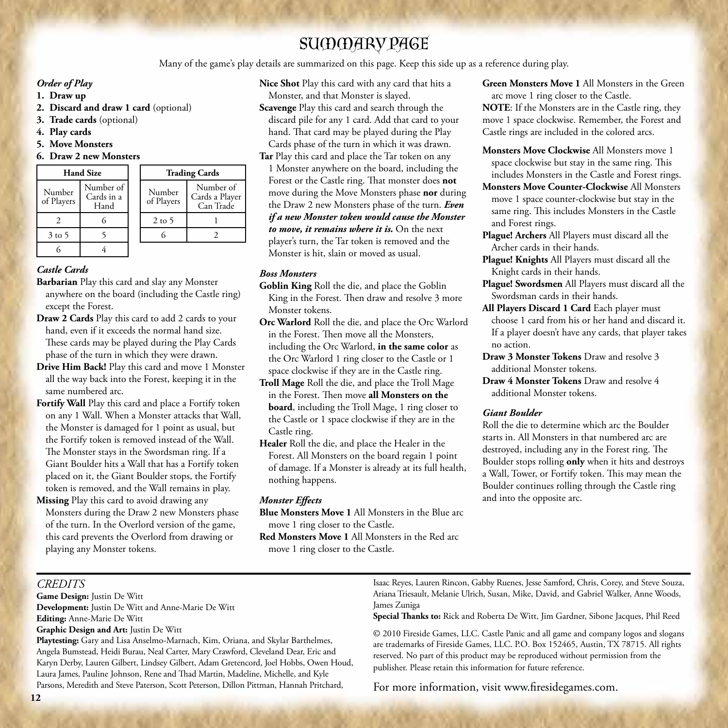# SUMMARY PAGE

Many of the game's play details are summarized on this page. Keep this side up as a reference during play.

*Order of Play*

1. **Draw up**
2. **Discard and draw 1 card** (optional)
3. **Trade cards** (optional)
4. **Play cards**
5. **Move Monsters**
6. **Draw 2 new Monsters**

| Hand Size | |
|---|---|
| Number of Players | Number of Cards in a Hand |
| 2 | 6 |
| 3 to 5 | 5 |
| 6 | 4 |

| Trading Cards | |
|---|---|
| Number of Players | Number of Cards a Player Can Trade |
| 2 to 5 | 1 |
| 6 | 2 |

*Castle Cards*

**Barbarian** Play this card and slay any Monster anywhere on the board (including the Castle ring) except the Forest.

**Draw 2 Cards** Play this card to add 2 cards to your hand, even if it exceeds the normal hand size. These cards may be played during the Play Cards phase of the turn in which they were drawn.

**Drive Him Back!** Play this card and move 1 Monster all the way back into the Forest, keeping it in the same numbered arc.

**Fortify Wall** Play this card and place a Fortify token on any 1 Wall. When a Monster attacks that Wall, the Monster is damaged for 1 point as usual, but the Fortify token is removed instead of the Wall. The Monster stays in the Swordsman ring. If a Giant Boulder hits a Wall that has a Fortify token placed on it, the Giant Boulder stops, the Fortify token is removed, and the Wall remains in play.

**Missing** Play this card to avoid drawing any Monsters during the Draw 2 new Monsters phase of the turn. In the Overlord version of the game, this card prevents the Overlord from drawing or playing any Monster tokens.

**Nice Shot** Play this card with any card that hits a Monster, and that Monster is slayed.

**Scavenge** Play this card and search through the discard pile for any 1 card. Add that card to your hand. That card may be played during the Play Cards phase of the turn in which it was drawn.

**Tar** Play this card and place the Tar token on any 1 Monster anywhere on the board, including the Forest or the Castle ring. That monster does **not** move during the Move Monsters phase **nor** during the Draw 2 new Monsters phase of the turn. ***Even if a new Monster token would cause the Monster to move, it remains where it is.*** On the next player's turn, the Tar token is removed and the Monster is hit, slain or moved as usual.

*Boss Monsters*

**Goblin King** Roll the die, and place the Goblin King in the Forest. Then draw and resolve 3 more Monster tokens.

**Orc Warlord** Roll the die, and place the Orc Warlord in the Forest. Then move all the Monsters, including the Orc Warlord, **in the same color** as the Orc Warlord 1 ring closer to the Castle or 1 space clockwise if they are in the Castle ring.

**Troll Mage** Roll the die, and place the Troll Mage in the Forest. Then move **all Monsters on the board**, including the Troll Mage, 1 ring closer to the Castle or 1 space clockwise if they are in the Castle ring.

**Healer** Roll the die, and place the Healer in the Forest. All Monsters on the board regain 1 point of damage. If a Monster is already at its full health, nothing happens.

*Monster Effects*

**Blue Monsters Move 1** All Monsters in the Blue arc move 1 ring closer to the Castle.

**Red Monsters Move 1** All Monsters in the Red arc move 1 ring closer to the Castle.

**Green Monsters Move 1** All Monsters in the Green arc move 1 ring closer to the Castle.

**NOTE**: If the Monsters are in the Castle ring, they move 1 space clockwise. Remember, the Forest and Castle rings are included in the colored arcs.

**Monsters Move Clockwise** All Monsters move 1 space clockwise but stay in the same ring. This includes Monsters in the Castle and Forest rings.

**Monsters Move Counter-Clockwise** All Monsters move 1 space counter-clockwise but stay in the same ring. This includes Monsters in the Castle and Forest rings.

**Plague! Archers** All Players must discard all the Archer cards in their hands.

**Plague! Knights** All Players must discard all the Knight cards in their hands.

**Plague! Swordsmen** All Players must discard all the Swordsman cards in their hands.

**All Players Discard 1 Card** Each player must choose 1 card from his or her hand and discard it. If a player doesn't have any cards, that player takes no action.

**Draw 3 Monster Tokens** Draw and resolve 3 additional Monster tokens.

**Draw 4 Monster Tokens** Draw and resolve 4 additional Monster tokens.

*Giant Boulder*

Roll the die to determine which arc the Boulder starts in. All Monsters in that numbered arc are destroyed, including any in the Forest ring. The Boulder stops rolling **only** when it hits and destroys a Wall, Tower, or Fortify token. This may mean the Boulder continues rolling through the Castle ring and into the opposite arc.

## *CREDITS*

**Game Design:** Justin De Witt

**Development:** Justin De Witt and Anne-Marie De Witt

**Editing:** Anne-Marie De Witt

**Graphic Design and Art:** Justin De Witt

**Playtesting:** Gary and Lisa Anselmo-Marnach, Kim, Oriana, and Skylar Barthelmes, Angela Bumstead, Heidi Burau, Neal Carter, Mary Crawford, Cleveland Dear, Eric and Karyn Derby, Lauren Gilbert, Lindsey Gilbert, Adam Gretencord, Joel Hobbs, Owen Houd, Laura James, Pauline Johnson, Rene and Thad Martin, Madeline, Michelle, and Kyle Parsons, Meredith and Steve Paterson, Scott Peterson, Dillon Pittman, Hannah Pritchard, Isaac Reyes, Lauren Rincon, Gabby Ruenes, Jesse Samford, Chris, Corey, and Steve Souza, Ariana Triesault, Melanie Ulrich, Susan, Mike, David, and Gabriel Walker, Anne Woods, James Zuniga

**Special Thanks to:** Rick and Roberta De Witt, Jim Gardner, Sibone Jacques, Phil Reed

© 2010 Fireside Games, LLC. Castle Panic and all game and company logos and slogans are trademarks of Fireside Games, LLC. P.O. Box 152465, Austin, TX 78715. All rights reserved. No part of this product may be reproduced without permission from the publisher. Please retain this information for future reference.

For more information, visit www.firesidegames.com.